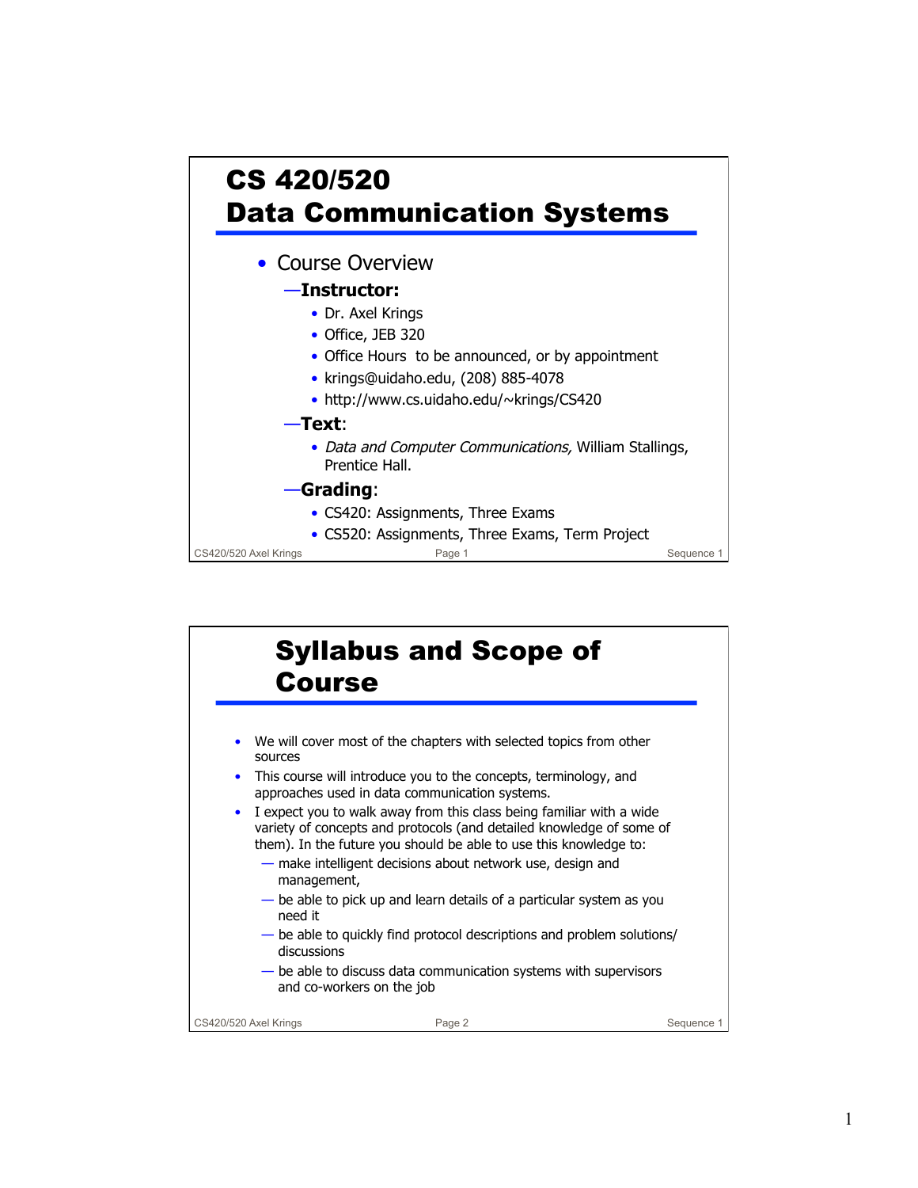# CS 420/520 Data Communication Systems

- Course Overview
  - **Instructor:**
    - Dr. Axel Krings
    - Office, JEB 320
    - Office Hours to be announced, or by appointment
    - krings@uidaho.edu, (208) 885-4078
    - http://www.cs.uidaho.edu/~krings/CS420
  - **Text**:
    - *Data and Computer Communications,* William Stallings, Prentice Hall.
  - **Grading**:
    - CS420: Assignments, Three Exams
    - CS520: Assignments, Three Exams, Term Project

# Syllabus and Scope of Course

- We will cover most of the chapters with selected topics from other sources
- This course will introduce you to the concepts, terminology, and approaches used in data communication systems.
- I expect you to walk away from this class being familiar with a wide variety of concepts and protocols (and detailed knowledge of some of them). In the future you should be able to use this knowledge to:
  - make intelligent decisions about network use, design and management,
  - be able to pick up and learn details of a particular system as you need it
  - be able to quickly find protocol descriptions and problem solutions/ discussions
  - be able to discuss data communication systems with supervisors and co-workers on the job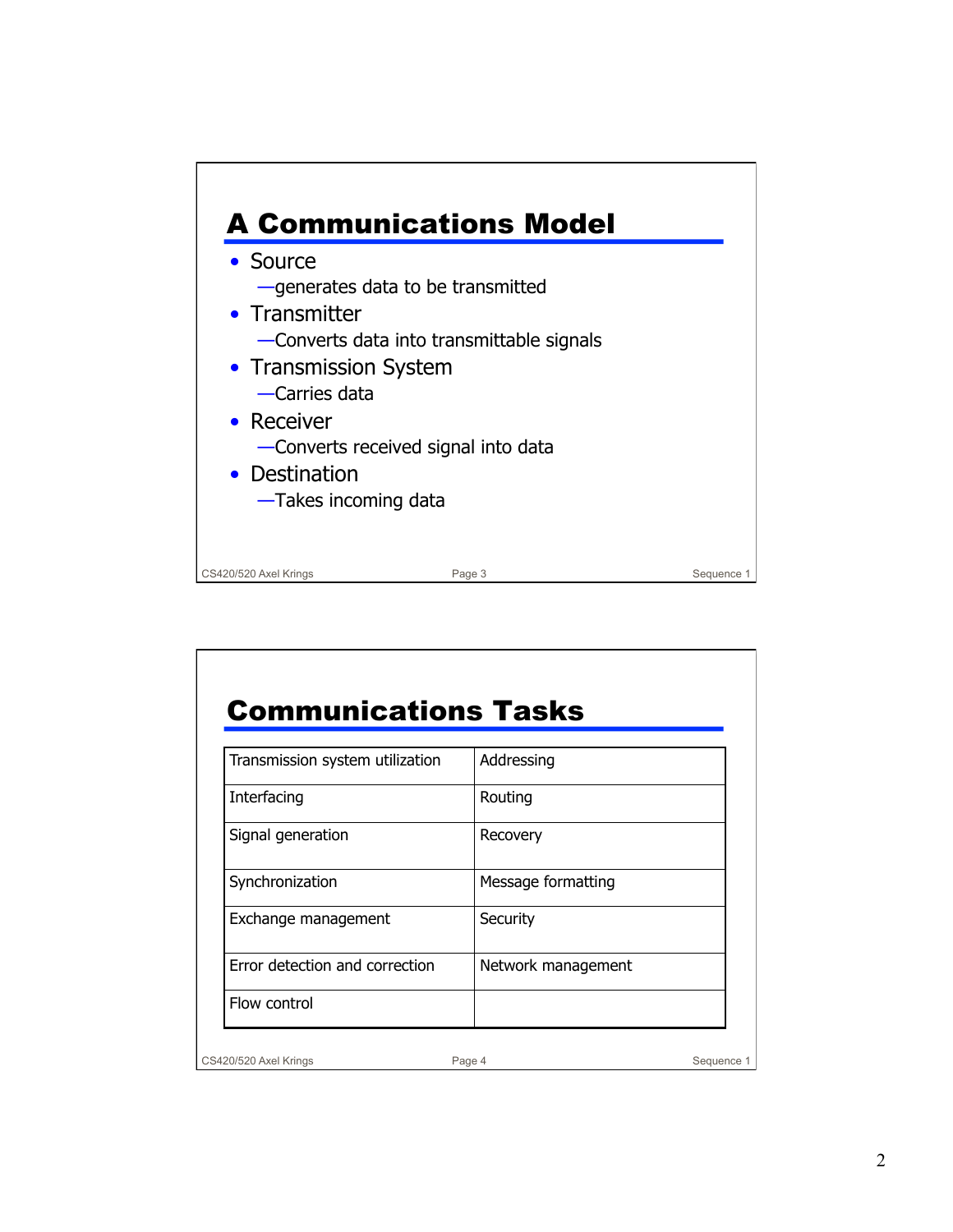## A Communications Model

- Source
  - —generates data to be transmitted
- Transmitter
  - —Converts data into transmittable signals
- Transmission System
  - —Carries data
- Receiver
  - —Converts received signal into data
- Destination
  - —Takes incoming data

## Communications Tasks

| | |
|---|---|
| Transmission system utilization | Addressing |
| Interfacing | Routing |
| Signal generation | Recovery |
| Synchronization | Message formatting |
| Exchange management | Security |
| Error detection and correction | Network management |
| Flow control | |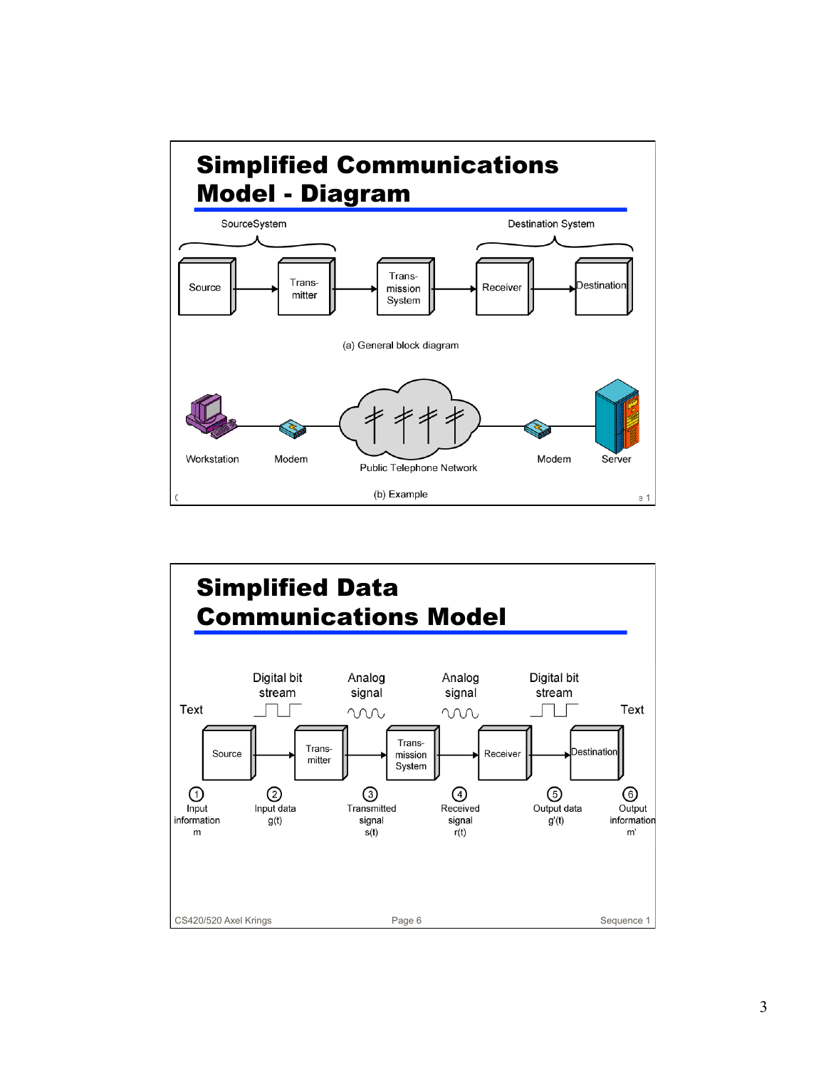## Simplified Communications Model - Diagram

SourceSystem | Destination System

Source → Trans-mitter → Trans-mission System → Receiver → Destination

(a) General block diagram

Workstation — Modem — Public Telephone Network — Modem — Server

(b) Example

## Simplified Data Communications Model

| | Text | Digital bit stream | Analog signal | Analog signal | Digital bit stream | Text |
|---|---|---|---|---|---|---|
| Block | Source | Trans-mitter | Trans-mission System | Receiver | Destination | |

1. Input information m
2. Input data g(t)
3. Transmitted signal s(t)
4. Received signal r(t)
5. Output data g'(t)
6. Output information m'

CS420/520 Axel Krings — Page 6 — Sequence 1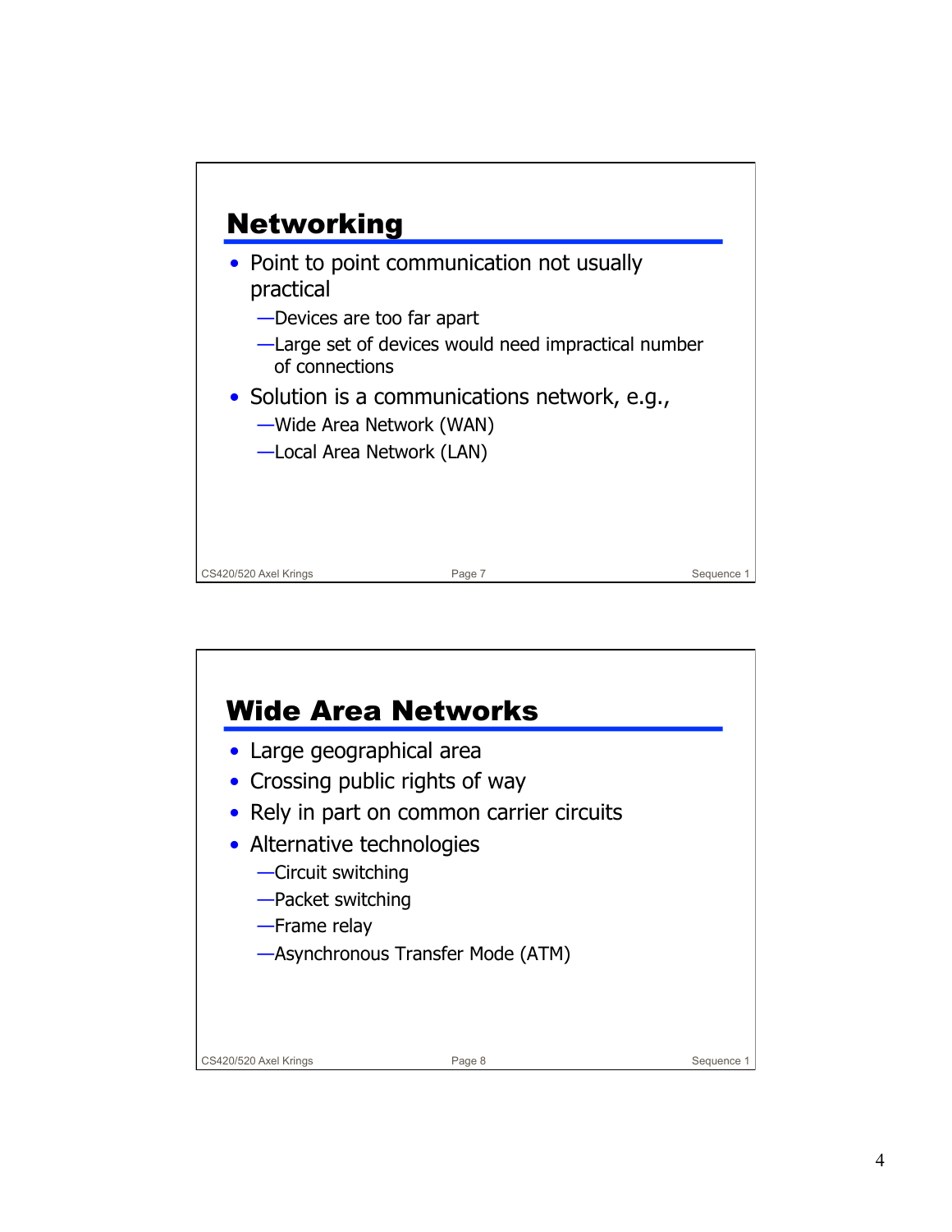## Networking

- Point to point communication not usually practical
  - Devices are too far apart
  - Large set of devices would need impractical number of connections
- Solution is a communications network, e.g.,
  - Wide Area Network (WAN)
  - Local Area Network (LAN)

## Wide Area Networks

- Large geographical area
- Crossing public rights of way
- Rely in part on common carrier circuits
- Alternative technologies
  - Circuit switching
  - Packet switching
  - Frame relay
  - Asynchronous Transfer Mode (ATM)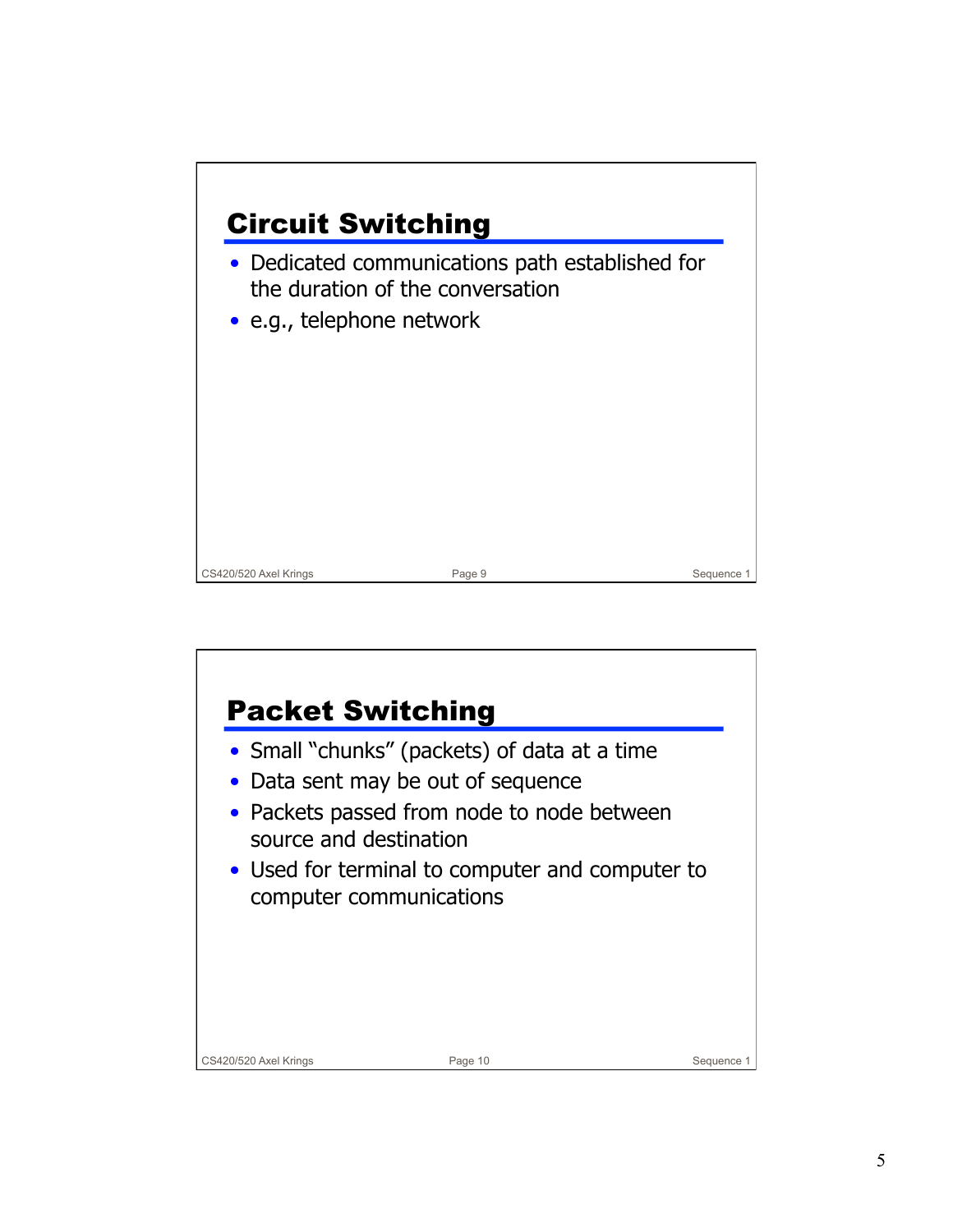## Circuit Switching

- Dedicated communications path established for the duration of the conversation
- e.g., telephone network

## Packet Switching

- Small "chunks" (packets) of data at a time
- Data sent may be out of sequence
- Packets passed from node to node between source and destination
- Used for terminal to computer and computer to computer communications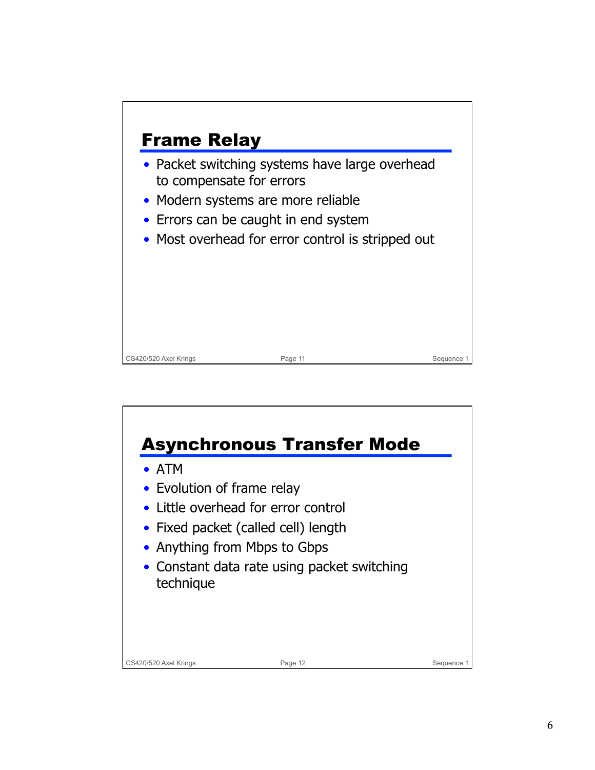## Frame Relay

- Packet switching systems have large overhead to compensate for errors
- Modern systems are more reliable
- Errors can be caught in end system
- Most overhead for error control is stripped out

## Asynchronous Transfer Mode

- ATM
- Evolution of frame relay
- Little overhead for error control
- Fixed packet (called cell) length
- Anything from Mbps to Gbps
- Constant data rate using packet switching technique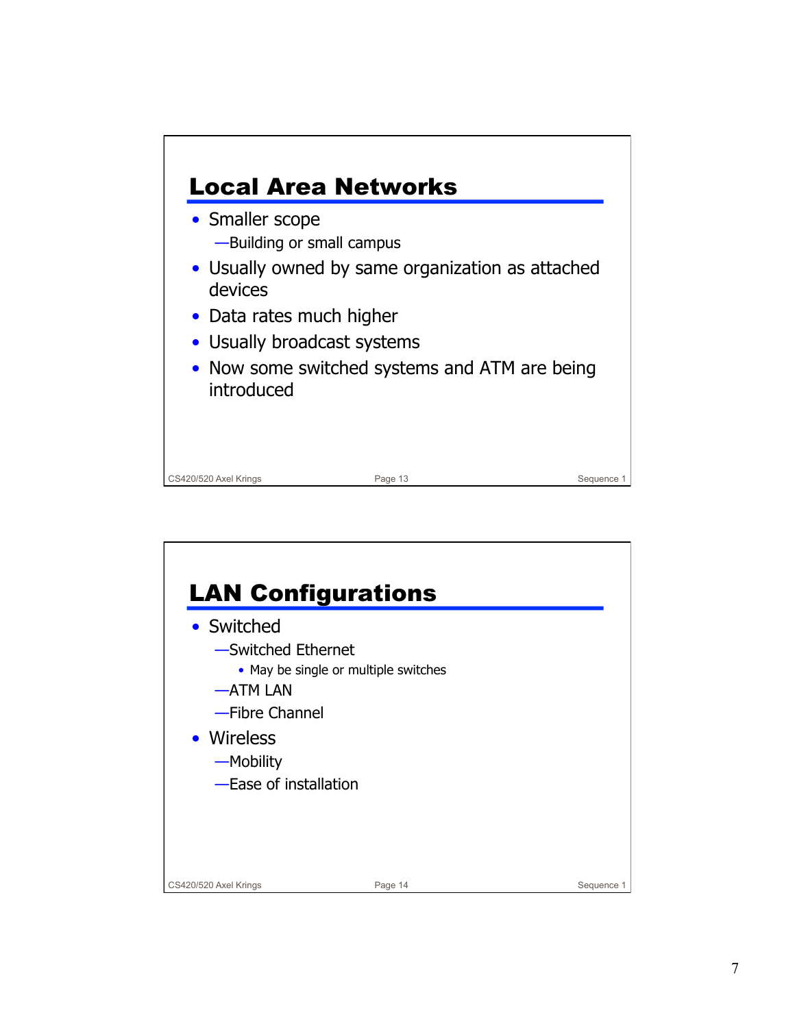## Local Area Networks

- Smaller scope
  - Building or small campus
- Usually owned by same organization as attached devices
- Data rates much higher
- Usually broadcast systems
- Now some switched systems and ATM are being introduced

## LAN Configurations

- Switched
  - Switched Ethernet
    - May be single or multiple switches
  - ATM LAN
  - Fibre Channel
- Wireless
  - Mobility
  - Ease of installation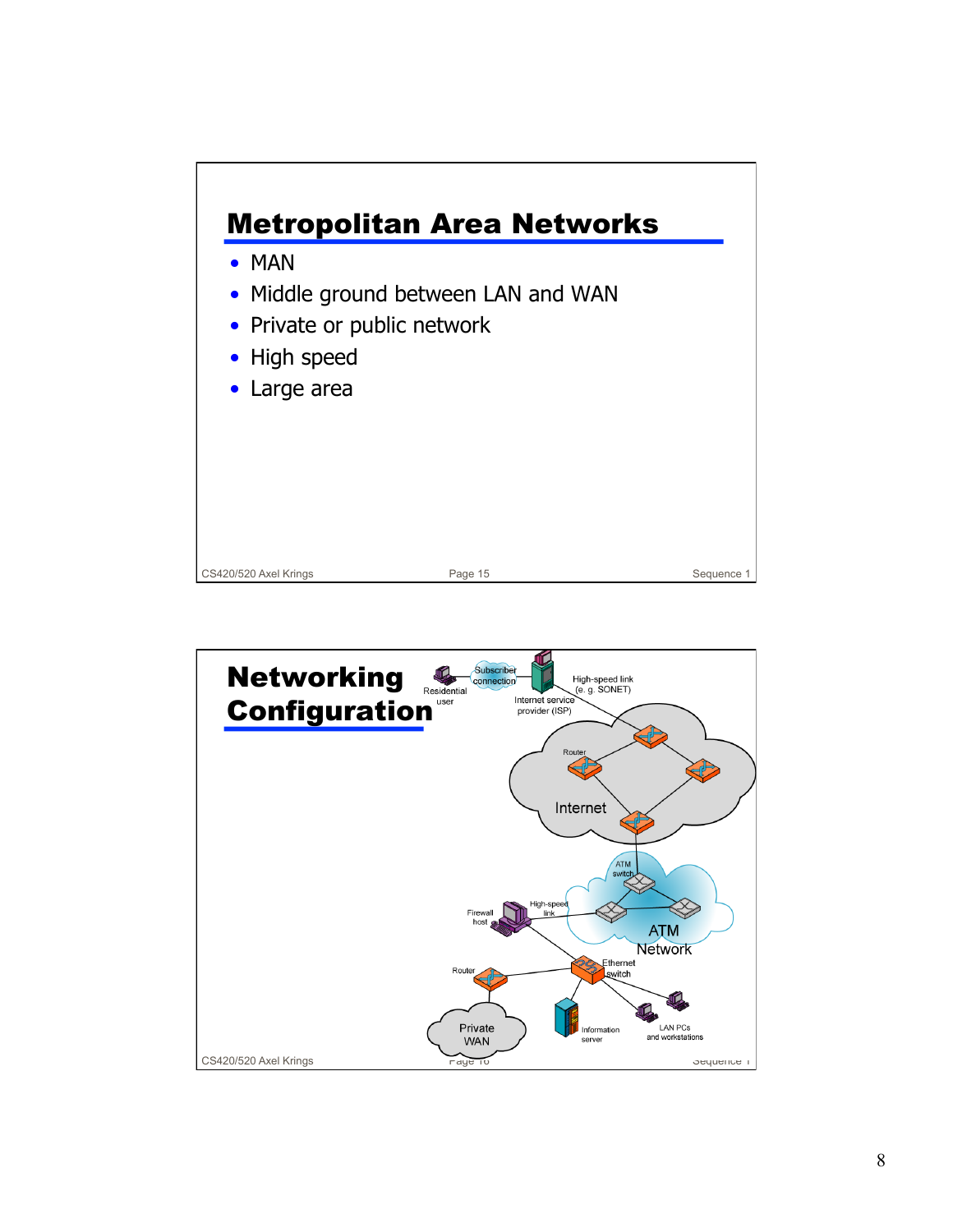## Metropolitan Area Networks

- MAN
- Middle ground between LAN and WAN
- Private or public network
- High speed
- Large area

## Networking Configuration

Residential user
Subscriber connection
Internet service provider (ISP)
High-speed link (e. g. SONET)
Router
Internet
ATM switch
ATM Network
Firewall host
High-speed link
Ethernet switch
Router
Private WAN
Information server
LAN PCs and workstations